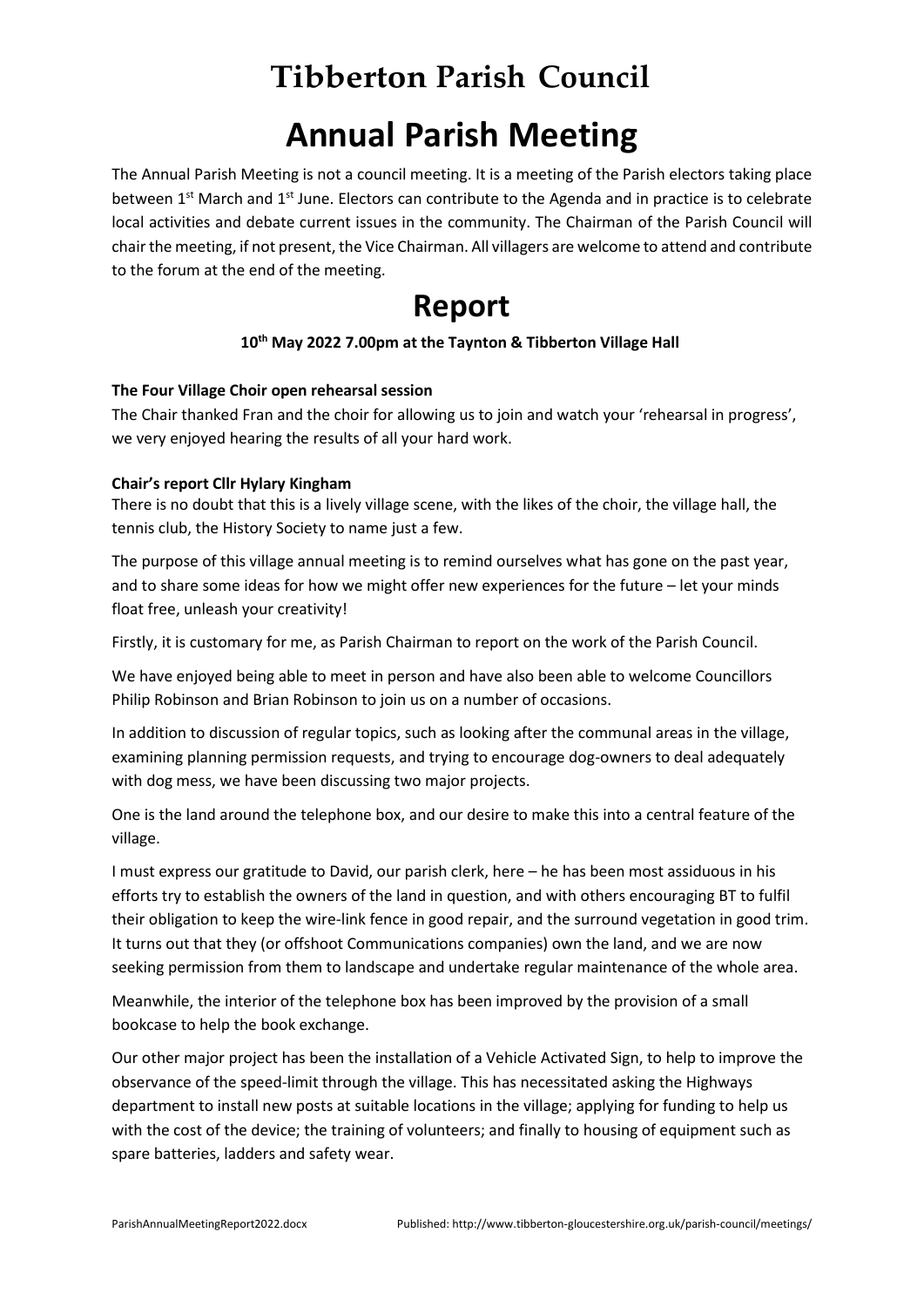# Tibberton Parish Council

# Annual Parish Meeting

The Annual Parish Meeting is not a council meeting. It is a meeting of the Parish electors taking place between 1st March and 1st June. Electors can contribute to the Agenda and in practice is to celebrate local activities and debate current issues in the community. The Chairman of the Parish Council will chair the meeting, if not present, the Vice Chairman. All villagers are welcome to attend and contribute to the forum at the end of the meeting.

# Report

**10th May 2022 7.00pm at the Taynton & Tibberton Village Hall**

**The Four Village Choir open rehearsal session**

The Chair thanked Fran and the choir for allowing us to join and watch your 'rehearsal in progress', we very enjoyed hearing the results of all your hard work.

**Chair's report Cllr Hylary Kingham**

There is no doubt that this is a lively village scene, with the likes of the choir, the village hall, the tennis club, the History Society to name just a few.

The purpose of this village annual meeting is to remind ourselves what has gone on the past year, and to share some ideas for how we might offer new experiences for the future – let your minds float free, unleash your creativity!

Firstly, it is customary for me, as Parish Chairman to report on the work of the Parish Council.

We have enjoyed being able to meet in person and have also been able to welcome Councillors Philip Robinson and Brian Robinson to join us on a number of occasions.

In addition to discussion of regular topics, such as looking after the communal areas in the village, examining planning permission requests, and trying to encourage dog-owners to deal adequately with dog mess, we have been discussing two major projects.

One is the land around the telephone box, and our desire to make this into a central feature of the village.

I must express our gratitude to David, our parish clerk, here – he has been most assiduous in his efforts try to establish the owners of the land in question, and with others encouraging BT to fulfil their obligation to keep the wire-link fence in good repair, and the surround vegetation in good trim. It turns out that they (or offshoot Communications companies) own the land, and we are now seeking permission from them to landscape and undertake regular maintenance of the whole area.

Meanwhile, the interior of the telephone box has been improved by the provision of a small bookcase to help the book exchange.

Our other major project has been the installation of a Vehicle Activated Sign, to help to improve the observance of the speed-limit through the village. This has necessitated asking the Highways department to install new posts at suitable locations in the village; applying for funding to help us with the cost of the device; the training of volunteers; and finally to housing of equipment such as spare batteries, ladders and safety wear.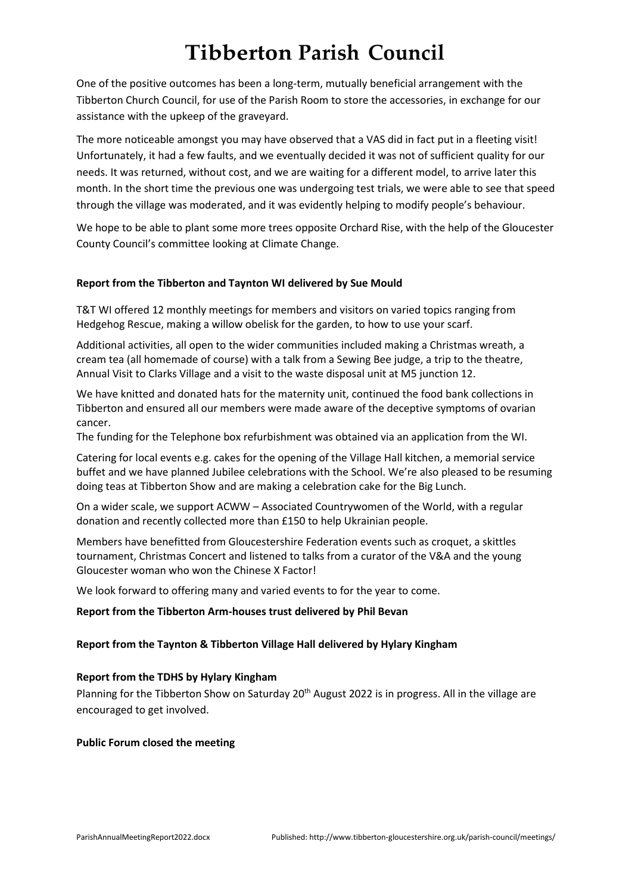# Tibberton Parish Council

One of the positive outcomes has been a long-term, mutually beneficial arrangement with the Tibberton Church Council, for use of the Parish Room to store the accessories, in exchange for our assistance with the upkeep of the graveyard.

The more noticeable amongst you may have observed that a VAS did in fact put in a fleeting visit! Unfortunately, it had a few faults, and we eventually decided it was not of sufficient quality for our needs. It was returned, without cost, and we are waiting for a different model, to arrive later this month. In the short time the previous one was undergoing test trials, we were able to see that speed through the village was moderated, and it was evidently helping to modify people's behaviour.

We hope to be able to plant some more trees opposite Orchard Rise, with the help of the Gloucester County Council's committee looking at Climate Change.

**Report from the Tibberton and Taynton WI delivered by Sue Mould**

T&T WI offered 12 monthly meetings for members and visitors on varied topics ranging from Hedgehog Rescue, making a willow obelisk for the garden, to how to use your scarf.

Additional activities, all open to the wider communities included making a Christmas wreath, a cream tea (all homemade of course) with a talk from a Sewing Bee judge, a trip to the theatre, Annual Visit to Clarks Village and a visit to the waste disposal unit at M5 junction 12.

We have knitted and donated hats for the maternity unit, continued the food bank collections in Tibberton and ensured all our members were made aware of the deceptive symptoms of ovarian cancer.
The funding for the Telephone box refurbishment was obtained via an application from the WI.

Catering for local events e.g. cakes for the opening of the Village Hall kitchen, a memorial service buffet and we have planned Jubilee celebrations with the School. We're also pleased to be resuming doing teas at Tibberton Show and are making a celebration cake for the Big Lunch.

On a wider scale, we support ACWW – Associated Countrywomen of the World, with a regular donation and recently collected more than £150 to help Ukrainian people.

Members have benefitted from Gloucestershire Federation events such as croquet, a skittles tournament, Christmas Concert and listened to talks from a curator of the V&A and the young Gloucester woman who won the Chinese X Factor!

We look forward to offering many and varied events to for the year to come.

**Report from the Tibberton Arm-houses trust delivered by Phil Bevan**

**Report from the Taynton & Tibberton Village Hall delivered by Hylary Kingham**

**Report from the TDHS by Hylary Kingham**

Planning for the Tibberton Show on Saturday 20th August 2022 is in progress. All in the village are encouraged to get involved.

**Public Forum closed the meeting**